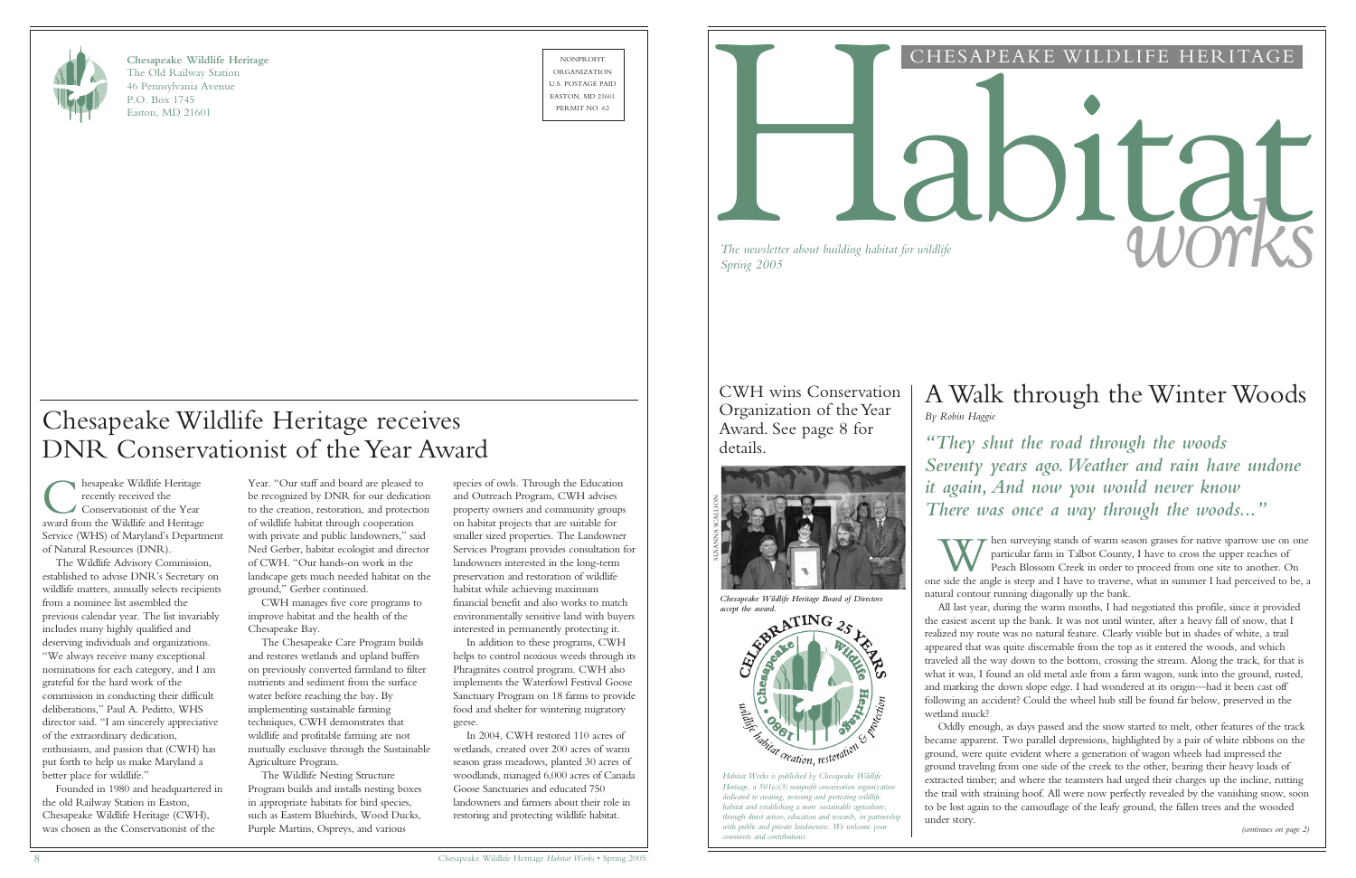**Chesapeake Wildlife Heritage**
The Old Railway Station
46 Pennsylvania Avenue
P.O. Box 1745
Easton, MD 21601

NONPROFIT
ORGANIZATION
U.S. POSTAGE PAID
EASTON, MD 21601
PERMIT NO. 62

# Chesapeake Wildlife Heritage receives DNR Conservationist of the Year Award

Chesapeake Wildlife Heritage recently received the Conservationist of the Year award from the Wildlife and Heritage Service (WHS) of Maryland's Department of Natural Resources (DNR).

The Wildlife Advisory Commission, established to advise DNR's Secretary on wildlife matters, annually selects recipients from a nominee list assembled the previous calendar year. The list invariably includes many highly qualified and deserving individuals and organizations. "We always receive many exceptional nominations for each category, and I am grateful for the hard work of the commission in conducting their difficult deliberations," Paul A. Peditto, WHS director said. "I am sincerely appreciative of the extraordinary dedication, enthusiasm, and passion that (CWH) has put forth to help us make Maryland a better place for wildlife."

Founded in 1980 and headquartered in the old Railway Station in Easton, Chesapeake Wildlife Heritage (CWH), was chosen as the Conservationist of the Year. "Our staff and board are pleased to be recognized by DNR for our dedication to the creation, restoration, and protection of wildlife habitat through cooperation with private and public landowners," said Ned Gerber, habitat ecologist and director of CWH. "Our hands-on work in the landscape gets much needed habitat on the ground," Gerber continued.

CWH manages five core programs to improve habitat and the health of the Chesapeake Bay.

The Chesapeake Care Program builds and restores wetlands and upland buffers on previously converted farmland to filter nutrients and sediment from the surface water before reaching the bay. By implementing sustainable farming techniques, CWH demonstrates that wildlife and profitable farming are not mutually exclusive through the Sustainable Agriculture Program.

The Wildlife Nesting Structure Program builds and installs nesting boxes in appropriate habitats for bird species, such as Eastern Bluebirds, Wood Ducks, Purple Martins, Ospreys, and various species of owls. Through the Education and Outreach Program, CWH advises property owners and community groups on habitat projects that are suitable for smaller sized properties. The Landowner Services Program provides consultation for landowners interested in the long-term preservation and restoration of wildlife habitat while achieving maximum financial benefit and also works to match environmentally sensitive land with buyers interested in permanently protecting it.

In addition to these programs, CWH helps to control noxious weeds through its Phragmites control program. CWH also implements the Waterfowl Festival Goose Sanctuary Program on 18 farms to provide food and shelter for wintering migratory geese.

In 2004, CWH restored 110 acres of wetlands, created over 200 acres of warm season grass meadows, planted 30 acres of woodlands, managed 6,000 acres of Canada Goose Sanctuaries and educated 750 landowners and farmers about their role in restoring and protecting wildlife habitat.

---

CHESAPEAKE WILDLIFE HERITAGE

# Habitat *works*

*The newsletter about building habitat for wildlife*
*Spring 2005*

CWH wins Conservation Organization of the Year Award. See page 8 for details.

SUSANNA SCALLION

*Chesapeake Wildlife Heritage Board of Directors accept the award.*

CELEBRATING 25 YEARS · Chesapeake Wildlife Heritage · 1980 · wildlife habitat creation, restoration & protection

*Habitat Works is published by Chesapeake Wildlife Heritage, a 501(c)(3) nonprofit conservation organization dedicated to creating, restoring and protecting wildlife habitat and establishing a more sustainable agriculture, through direct action, education and research, in partnership with public and private landowners. We welcome your comments and contributions.*

## A Walk through the Winter Woods

*By Robin Haggie*

***"They shut the road through the woods Seventy years ago. Weather and rain have undone it again, And now you would never know There was once a way through the woods..."***

When surveying stands of warm season grasses for native sparrow use on one particular farm in Talbot County, I have to cross the upper reaches of Peach Blossom Creek in order to proceed from one site to another. On one side the angle is steep and I have to traverse, what in summer I had perceived to be, a natural contour running diagonally up the bank.

All last year, during the warm months, I had negotiated this profile, since it provided the easiest ascent up the bank. It was not until winter, after a heavy fall of snow, that I realized my route was no natural feature. Clearly visible but in shades of white, a trail appeared that was quite discernable from the top as it entered the woods, and which traveled all the way down to the bottom, crossing the stream. Along the track, for that is what it was, I found an old metal axle from a farm wagon, sunk into the ground, rusted, and marking the down slope edge. I had wondered at its origin—had it been cast off following an accident? Could the wheel hub still be found far below, preserved in the wetland muck?

Oddly enough, as days passed and the snow started to melt, other features of the track became apparent. Two parallel depressions, highlighted by a pair of white ribbons on the ground, were quite evident where a generation of wagon wheels had impressed the ground traveling from one side of the creek to the other, bearing their heavy loads of extracted timber; and where the teamsters had urged their charges up the incline, rutting the trail with straining hoof. All were now perfectly revealed by the vanishing snow, soon to be lost again to the camouflage of the leafy ground, the fallen trees and the wooded under story.

*(continues on page 2)*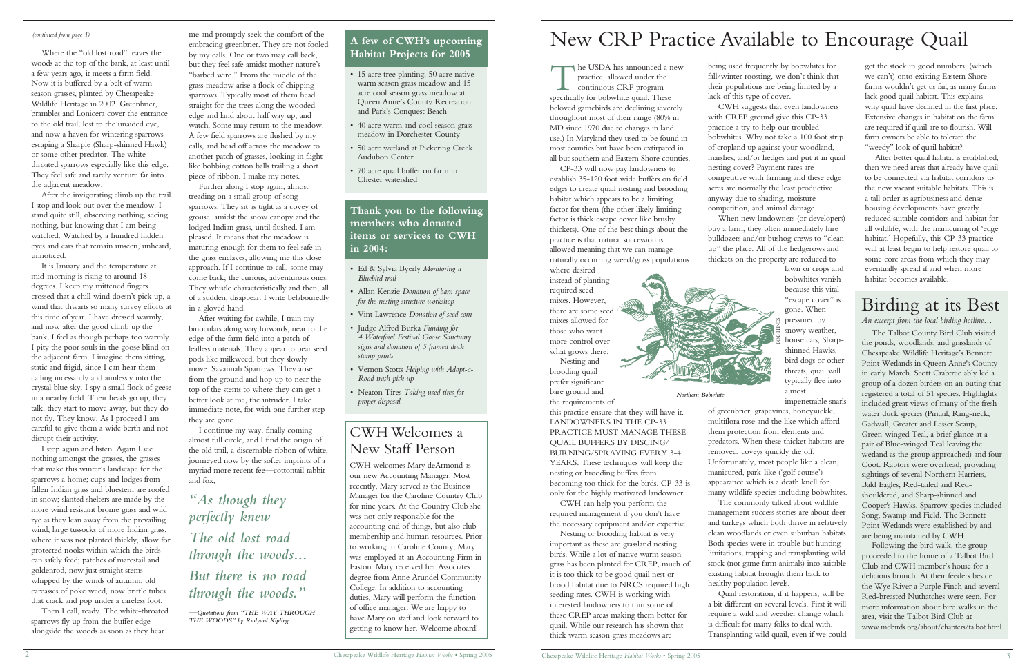*(continued from page 1)*

Where the "old lost road" leaves the woods at the top of the bank, at least until a few years ago, it meets a farm field. Now it is buffered by a belt of warm season grasses, planted by Chesapeake Wildlife Heritage in 2002. Greenbrier, brambles and Lonicera cover the entrance to the old trail, lost to the unaided eye, and now a haven for wintering sparrows escaping a Sharpie (Sharp-shinned Hawk) or some other predator. The white-throated sparrows especially like this edge. They feel safe and rarely venture far into the adjacent meadow.

After the invigorating climb up the trail I stop and look out over the meadow. I stand quite still, observing nothing, seeing nothing, but knowing that I am being watched. Watched by a hundred hidden eyes and ears that remain unseen, unheard, unnoticed.

It is January and the temperature at mid-morning is rising to around 18 degrees. I keep my mittened fingers crossed that a chill wind doesn't pick up, a wind that thwarts so many survey efforts at this time of year. I have dressed warmly, and now after the good climb up the bank, I feel as though perhaps too warmly. I pity the poor souls in the goose blind on the adjacent farm. I imagine them sitting, static and frigid, since I can hear them calling incessantly and aimlessly into the crystal blue sky. I spy a small flock of geese in a nearby field. Their heads go up, they talk, they start to move away, but they do not fly. They know. As I proceed I am careful to give them a wide berth and not disrupt their activity.

I stop again and listen. Again I see nothing amongst the grasses, the grasses that make this winter's landscape for the sparrows a home; cups and lodges from fallen Indian grass and bluestem are roofed in snow; slanted shelters are made by the more wind resistant brome grass and wild rye as they lean away from the prevailing wind; large tussocks of more Indian grass, where it was not planted thickly, allow for protected nooks within which the birds can safely feed; patches of marestail and goldenrod, now just straight stems whipped by the winds of autumn; old carcasses of poke weed, now brittle tubes that crack and pop under a careless foot.

Then I call, ready. The white-throated sparrows fly up from the buffer edge alongside the woods as soon as they hear me and promptly seek the comfort of the embracing greenbrier. They are not fooled by my calls. One or two may call back, but they feel safe amidst mother nature's "barbed wire." From the middle of the grass meadow arise a flock of chipping sparrows. Typically most of them head straight for the trees along the wooded edge and land about half way up, and watch. Some may return to the meadow. A few field sparrows are flushed by my calls, and head off across the meadow to another patch of grasses, looking in flight like bobbing cotton balls trailing a short piece of ribbon. I make my notes.

Further along I stop again, almost treading on a small group of song sparrows. They sit as tight as a covey of grouse, amidst the snow canopy and the lodged Indian grass, until flushed. I am pleased. It means that the meadow is maturing enough for them to feel safe in the grass enclaves, allowing me this close approach. If I continue to call, some may come back; the curious, adventurous ones. They whistle characteristically and then, all of a sudden, disappear. I write belabouredly in a gloved hand.

After waiting for awhile, I train my binoculars along way forwards, near to the edge of the farm field into a patch of leafless materials. They appear to bear seed pods like milkweed, but they slowly move. Savannah Sparrows. They arise from the ground and hop up to near the top of the stems to where they can get a better look at me, the intruder. I take immediate note, for with one further step they are gone.

I continue my way, finally coming almost full circle, and I find the origin of the old trail, a discernable ribbon of white, journeyed now by the softer imprints of a myriad more recent fee—cottontail rabbit and fox,

*"As though they perfectly knew*
*The old lost road through the woods…*
*But there is no road through the woods."*

*—Quotations from "THE WAY THROUGH THE WOODS" by Rudyard Kipling.*

## A few of CWH's upcoming Habitat Projects for 2005

- 15 acre tree planting, 50 acre native warm season grass meadow and 15 acre cool season grass meadow at Queen Anne's County Recreation and Park's Conquest Beach
- 40 acre warm and cool season grass meadow in Dorchester County
- 50 acre wetland at Pickering Creek Audubon Center
- 70 acre quail buffer on farm in Chester watershed

## Thank you to the following members who donated items or services to CWH in 2004:

- Ed & Sylvia Byerly *Monitoring a Bluebird trail*
- Allan Kenzie *Donation of barn space for the nesting structure workshop*
- Vint Lawrence *Donation of seed corn*
- Judge Alfred Burka *Funding for 4 Waterfowl Festival Goose Sanctuary signs and donation of 5 framed duck stamp prints*
- Vernon Stotts *Helping with Adopt-a-Road trash pick up*
- Neaton Tires *Taking used tires for proper disposal*

## CWH Welcomes a New Staff Person

CWH welcomes Mary deArmond as our new Accounting Manager. Most recently, Mary served as the Business Manager for the Caroline Country Club for nine years. At the Country Club she was not only responsible for the accounting end of things, but also club membership and human resources. Prior to working in Caroline County, Mary was employed at an Accounting Firm in Easton. Mary received her Associates degree from Anne Arundel Community College. In addition to accounting duties, Mary will perform the function of office manager. We are happy to have Mary on staff and look forward to getting to know her. Welcome aboard!

# New CRP Practice Available to Encourage Quail

The USDA has announced a new practice, allowed under the continuous CRP program specifically for bobwhite quail. These beloved gamebirds are declining severely throughout most of their range (80% in MD since 1970 due to changes in land use.) In Maryland they used to be found in most counties but have been extirpated in all but southern and Eastern Shore counties.

CP-33 will now pay landowners to establish 35-120 foot wide buffers on field edges to create quail nesting and brooding habitat which appears to be a limiting factor for them (the other likely limiting factor is thick escape cover like brushy thickets). One of the best things about the practice is that natural succession is allowed meaning that we can manage naturally occurring weed/grass populations where desired instead of planting required seed mixes. However, there are some seed mixes allowed for those who want more control over what grows there.

Nesting and brooding quail prefer significant bare ground and the requirements of this practice ensure that they will have it. LANDOWNERS IN THE CP-33 PRACTICE MUST MANAGE THESE QUAIL BUFFERS BY DISCING/BURNING/SPRAYING EVERY 3-4 YEARS. These techniques will keep the nesting or brooding buffers from becoming too thick for the birds. CP-33 is only for the highly motivated landowner.

CWH can help you perform the required management if you don't have the necessary equipment and/or expertise.

Nesting or brooding habitat is very important as these are grassland nesting birds. While a lot of native warm season grass has been planted for CREP, much of it is too thick to be good quail nest or brood habitat due to NRCS required high seeding rates. CWH is working with interested landowners to thin some of these CREP areas making them better for quail. While our research has shown that thick warm season grass meadows are being used frequently by bobwhites for fall/winter roosting, we don't think that their populations are being limited by a lack of this type of cover.

CWH suggests that even landowners with CREP ground give this CP-33 practice a try to help our troubled bobwhites. Why not take a 100 foot strip of cropland up against your woodland, marshes, and/or hedges and put it in quail nesting cover? Payment rates are competitive with farming and these edge acres are normally the least productive anyway due to shading, moisture competition, and animal damage.

When new landowners (or developers) buy a farm, they often immediately hire bulldozers and/or bushog crews to "clean up" the place. All of the hedgerows and thickets on the property are reduced to lawn or crops and bobwhites vanish because this vital "escape cover" is gone. When pressured by snowy weather, house cats, Sharp-shinned Hawks, bird dogs or other threats, quail will typically flee into almost impenetrable snarls of greenbrier, grapevines, honeysuckle, multiflora rose and the like which afford them protection from elements and predators. When these thicket habitats are removed, coveys quickly die off. Unfortunately, most people like a clean, manicured, park-like ('golf course') appearance which is a death knell for many wildlife species including bobwhites.

*Northern Bobwhite*

The commonly talked about wildlife management success stories are about deer and turkeys which both thrive in relatively clean woodlands or even suburban habitats. Both species were in trouble but hunting limitations, trapping and transplanting wild stock (not game farm animals) into suitable existing habitat brought them back to healthy population levels.

Quail restoration, if it happens, will be a bit different on several levels. First it will require a wild and weedier change which is difficult for many folks to deal with. Transplanting wild quail, even if we could get the stock in good numbers, (which we can't) onto existing Eastern Shore farms wouldn't get us far, as many farms lack good quail habitat. This explains why quail have declined in the first place. Extensive changes in habitat on the farm are required if quail are to flourish. Will farm owners be able to tolerate the "weedy" look of quail habitat?

After better quail habitat is established, then we need areas that already have quail to be connected via habitat corridors to the new vacant suitable habitats. This is a tall order as agribusiness and dense housing developments have greatly reduced suitable corridors and habitat for all wildlife, with the manicuring of 'edge habitat.' Hopefully, this CP-33 practice will at least begin to help restore quail to some core areas from which they may eventually spread if and when more habitat becomes available.

# Birding at its Best

*An excerpt from the local birding hotline…*

The Talbot County Bird Club visited the ponds, woodlands, and grasslands of Chesapeake Wildlife Heritage's Bennett Point Wetlands in Queen Anne's County in early March. Scott Crabtree ably led a group of a dozen birders on an outing that registered a total of 51 species. Highlights included great views of many of the fresh-water duck species (Pintail, Ring-neck, Gadwall, Greater and Lesser Scaup, Green-winged Teal, a brief glance at a pair of Blue-winged Teal leaving the wetland as the group approached) and four Coot. Raptors were overhead, providing sightings of several Northern Harriers, Bald Eagles, Red-tailed and Red-shouldered, and Sharp-shinned and Cooper's Hawks. Sparrow species included Song, Swamp and Field. The Bennett Point Wetlands were established by and are being maintained by CWH.

Following the bird walk, the group proceeded to the home of a Talbot Bird Club and CWH member's house for a delicious brunch. At their feeders beside the Wye River a Purple Finch and several Red-breasted Nuthatches were seen. For more information about bird walks in the area, visit the Talbot Bird Club at www.mdbirds.org/about/chapters/talbot.html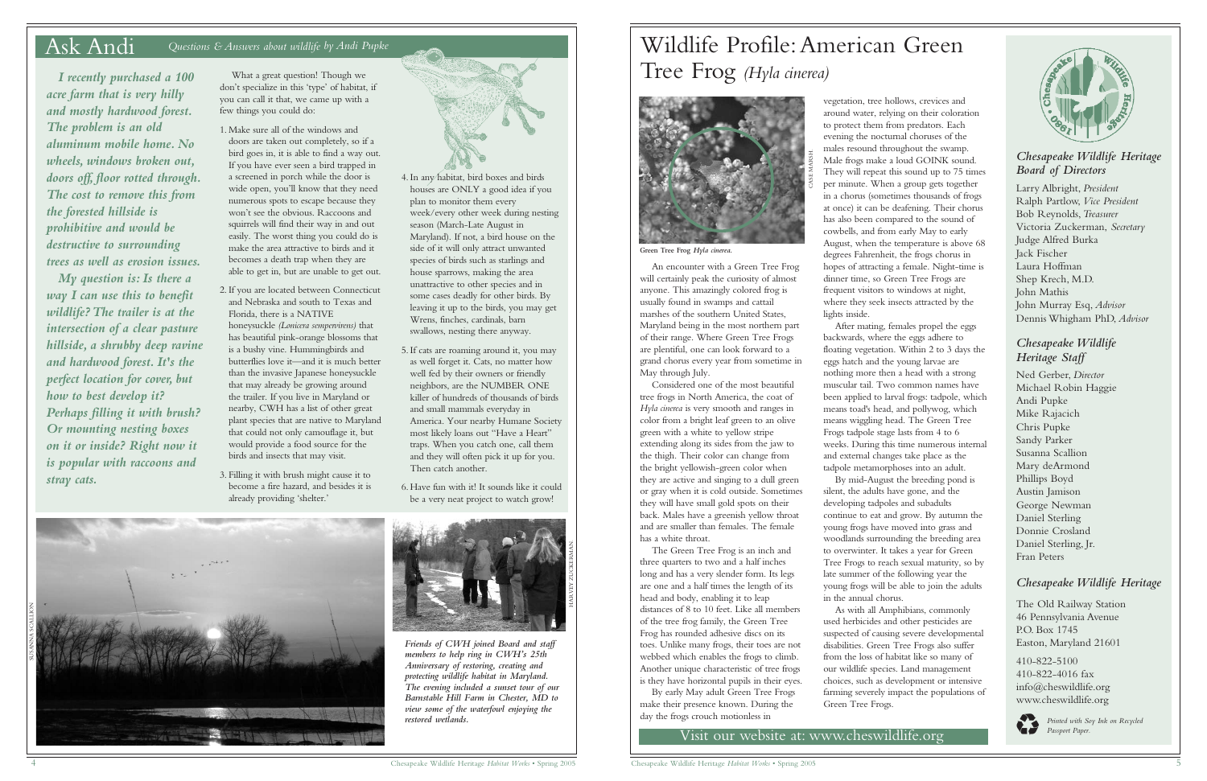# Ask Andi

*Questions & Answers about wildlife by Andi Pupke*

***I recently purchased a 100 acre farm that is very hilly and mostly hardwood forest. The problem is an old aluminum mobile home. No wheels, windows broken out, doors off, floor rotted through. The cost to remove this from the forested hillside is prohibitive and would be destructive to surrounding trees as well as erosion issues.***

***My question is: Is there a way I can use this to benefit wildlife? The trailer is at the intersection of a clear pasture hillside, a shrubby deep ravine and hardwood forest. It's the perfect location for cover, but how to best develop it? Perhaps filling it with brush? Or mounting nesting boxes on it or inside? Right now it is popular with raccoons and stray cats.***

What a great question! Though we don't specialize in this 'type' of habitat, if you can call it that, we came up with a few things you could do:

1. Make sure all of the windows and doors are taken out completely, so if a bird goes in, it is able to find a way out. If you have ever seen a bird trapped in a screened in porch while the door is wide open, you'll know that they need numerous spots to escape because they won't see the obvious. Raccoons and squirrels will find their way in and out easily. The worst thing you could do is make the area attractive to birds and it becomes a death trap when they are able to get in, but are unable to get out.
2. If you are located between Connecticut and Nebraska and south to Texas and Florida, there is a NATIVE honeysuckle *(Lonicera sempervirens)* that has beautiful pink-orange blossoms that is a bushy vine. Hummingbirds and butterflies love it—and it is much better than the invasive Japanese honeysuckle that may already be growing around the trailer. If you live in Maryland or nearby, CWH has a list of other great plant species that are native to Maryland that could not only camouflage it, but would provide a food source for the birds and insects that may visit.
3. Filling it with brush might cause it to become a fire hazard, and besides it is already providing 'shelter.'
4. In any habitat, bird boxes and birds houses are ONLY a good idea if you plan to monitor them every week/every other week during nesting season (March-Late August in Maryland). If not, a bird house on the side of it will only attract unwanted species of birds such as starlings and house sparrows, making the area unattractive to other species and in some cases deadly for other birds. By leaving it up to the birds, you may get Wrens, finches, cardinals, barn swallows, nesting there anyway.
5. If cats are roaming around it, you may as well forget it. Cats, no matter how well fed by their owners or friendly neighbors, are the NUMBER ONE killer of hundreds of thousands of birds and small mammals everyday in America. Your nearby Humane Society most likely loans out "Have a Heart" traps. When you catch one, call them and they will often pick it up for you. Then catch another.
6. Have fun with it! It sounds like it could be a very neat project to watch grow!

SUSANNA SCALLION

HARVEY ZUCKERMAN

*Friends of CWH joined Board and staff members to help ring in CWH's 25th Anniversary of restoring, creating and protecting wildlife habitat in Maryland. The evening included a sunset tour of our Barnstable Hill Farm in Chester, MD to view some of the waterfowl enjoying the restored wetlands.*

# Wildlife Profile: American Green Tree Frog *(Hyla cinerea)*

CASE MARSH

Green Tree Frog *Hyla cinerea.*

An encounter with a Green Tree Frog will certainly peak the curiosity of almost anyone. This amazingly colored frog is usually found in swamps and cattail marshes of the southern United States, Maryland being in the most northern part of their range. Where Green Tree Frogs are plentiful, one can look forward to a grand chorus every year from sometime in May through July.

Considered one of the most beautiful tree frogs in North America, the coat of *Hyla cinerea* is very smooth and ranges in color from a bright leaf green to an olive green with a white to yellow stripe extending along its sides from the jaw to the thigh. Their color can change from the bright yellowish-green color when they are active and singing to a dull green or gray when it is cold outside. Sometimes they will have small gold spots on their back. Males have a greenish yellow throat and are smaller than females. The female has a white throat.

The Green Tree Frog is an inch and three quarters to two and a half inches long and has a very slender form. Its legs are one and a half times the length of its head and body, enabling it to leap distances of 8 to 10 feet. Like all members of the tree frog family, the Green Tree Frog has rounded adhesive discs on its toes. Unlike many frogs, their toes are not webbed which enables the frogs to climb. Another unique characteristic of tree frogs is they have horizontal pupils in their eyes.

By early May adult Green Tree Frogs make their presence known. During the day the frogs crouch motionless in vegetation, tree hollows, crevices and around water, relying on their coloration to protect them from predators. Each evening the nocturnal choruses of the males resound throughout the swamp. Male frogs make a loud GOINK sound. They will repeat this sound up to 75 times per minute. When a group gets together in a chorus (sometimes thousands of frogs at once) it can be deafening. Their chorus has also been compared to the sound of cowbells, and from early May to early August, when the temperature is above 68 degrees Fahrenheit, the frogs chorus in hopes of attracting a female. Night-time is dinner time, so Green Tree Frogs are frequent visitors to windows at night, where they seek insects attracted by the lights inside.

After mating, females propel the eggs backwards, where the eggs adhere to floating vegetation. Within 2 to 3 days the eggs hatch and the young larvae are nothing more then a head with a strong muscular tail. Two common names have been applied to larval frogs: tadpole, which means toad's head, and pollywog, which means wiggling head. The Green Tree Frogs tadpole stage lasts from 4 to 6 weeks. During this time numerous internal and external changes take place as the tadpole metamorphoses into an adult.

By mid-August the breeding pond is silent, the adults have gone, and the developing tadpoles and subadults continue to eat and grow. By autumn the young frogs have moved into grass and woodlands surrounding the breeding area to overwinter. It takes a year for Green Tree Frogs to reach sexual maturity, so by late summer of the following year the young frogs will be able to join the adults in the annual chorus.

As with all Amphibians, commonly used herbicides and other pesticides are suspected of causing severe developmental disabilities. Green Tree Frogs also suffer from the loss of habitat like so many of our wildlife species. Land management choices, such as development or intensive farming severely impact the populations of Green Tree Frogs.

Visit our website at: www.cheswildlife.org

### *Chesapeake Wildlife Heritage Board of Directors*

Larry Albright, *President*
Ralph Partlow, *Vice President*
Bob Reynolds, *Treasurer*
Victoria Zuckerman, *Secretary*
Judge Alfred Burka
Jack Fischer
Laura Hoffman
Shep Krech, M.D.
John Mathis
John Murray Esq, *Advisor*
Dennis Whigham PhD, *Advisor*

### *Chesapeake Wildlife Heritage Staff*

Ned Gerber, *Director*
Michael Robin Haggie
Andi Pupke
Mike Rajacich
Chris Pupke
Sandy Parker
Susanna Scallion
Mary deArmond
Phillips Boyd
Austin Jamison
George Newman
Daniel Sterling
Donnie Crosland
Daniel Sterling, Jr.
Fran Peters

### *Chesapeake Wildlife Heritage*

The Old Railway Station
46 Pennsylvania Avenue
P.O. Box 1745
Easton, Maryland 21601

410-822-5100
410-822-4016 fax
info@cheswildlife.org
www.cheswildlife.org

*Printed with Soy Ink on Recycled Passport Paper.*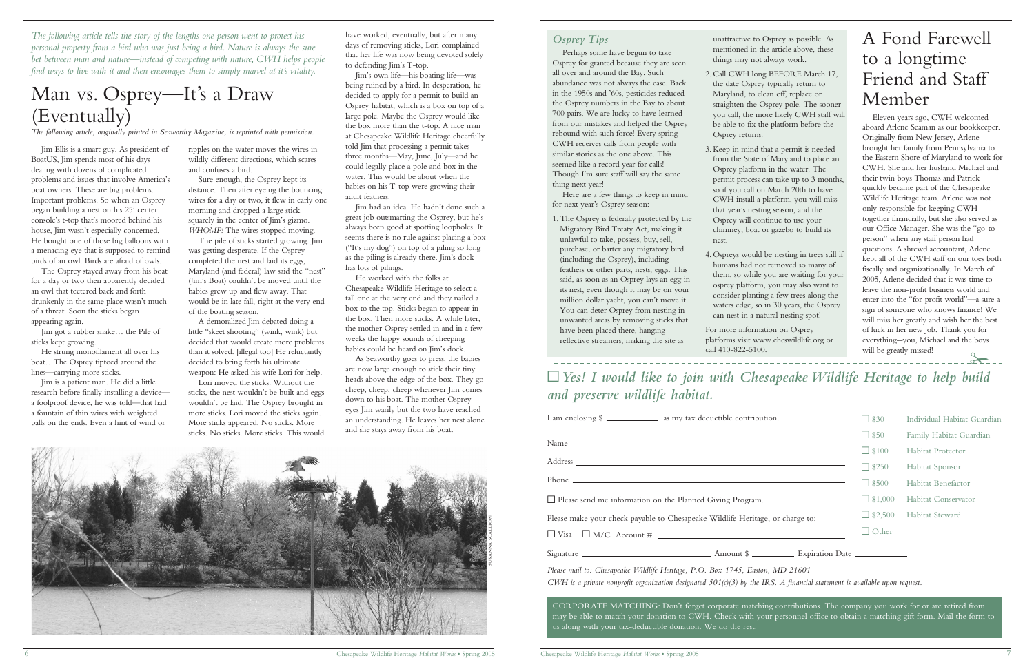*The following article tells the story of the lengths one person went to protect his personal property from a bird who was just being a bird. Nature is always the sure bet between man and nature—instead of competing with nature, CWH helps people find ways to live with it and then encourages them to simply marvel at it's vitality.*

# Man vs. Osprey—It's a Draw (Eventually)

*The following article, originally printed in Seaworthy Magazine, is reprinted with permission.*

Jim Ellis is a smart guy. As president of BoatUS, Jim spends most of his days dealing with dozens of complicated problems and issues that involve America's boat owners. These are big problems. Important problems. So when an Osprey began building a nest on his 25' center console's t-top that's moored behind his house, Jim wasn't especially concerned. He bought one of those big balloons with a menacing eye that is supposed to remind birds of an owl. Birds are afraid of owls.

The Osprey stayed away from his boat for a day or two then apparently decided an owl that teetered back and forth drunkenly in the same place wasn't much of a threat. Soon the sticks began appearing again.

Jim got a rubber snake… the Pile of sticks kept growing.

He strung monofilament all over his boat…The Osprey tiptoed around the lines—carrying more sticks.

Jim is a patient man. He did a little research before finally installing a device—a foolproof device, he was told—that had a fountain of thin wires with weighted balls on the ends. Even a hint of wind or ripples on the water moves the wires in wildly different directions, which scares and confuses a bird.

Sure enough, the Osprey kept its distance. Then after eyeing the bouncing wires for a day or two, it flew in early one morning and dropped a large stick squarely in the center of Jim's gizmo. *WHOMP!* The wires stopped moving.

The pile of sticks started growing. Jim was getting desperate. If the Osprey completed the nest and laid its eggs, Maryland (and federal) law said the "nest" (Jim's Boat) couldn't be moved until the babies grew up and flew away. That would be in late fall, right at the very end of the boating season.

A demoralized Jim debated doing a little "skeet shooting" (wink, wink) but decided that would create more problems than it solved. [illegal too] He reluctantly decided to bring forth his ultimate weapon: He asked his wife Lori for help.

Lori moved the sticks. Without the sticks, the nest wouldn't be built and eggs wouldn't be laid. The Osprey brought in more sticks. Lori moved the sticks again. More sticks appeared. No sticks. More sticks. No sticks. More sticks. This would have worked, eventually, but after many days of removing sticks, Lori complained that her life was now being devoted solely to defending Jim's T-top.

Jim's own life—his boating life—was being ruined by a bird. In desperation, he decided to apply for a permit to build an Osprey habitat, which is a box on top of a large pole. Maybe the Osprey would like the box more than the t-top. A nice man at Chesapeake Wildlife Heritage cheerfully told Jim that processing a permit takes three months—May, June, July—and he could legally place a pole and box in the water. This would be about when the babies on his T-top were growing their adult feathers.

Jim had an idea. He hadn't done such a great job outsmarting the Osprey, but he's always been good at spotting loopholes. It seems there is no rule against placing a box ("It's my dog") on top of a piling so long as the piling is already there. Jim's dock has lots of pilings.

He worked with the folks at Chesapeake Wildlife Heritage to select a tall one at the very end and they nailed a box to the top. Sticks began to appear in the box. Then more sticks. A while later, the mother Osprey settled in and in a few weeks the happy sounds of cheeping babies could be heard on Jim's dock.

As Seaworthy goes to press, the babies are now large enough to stick their tiny heads above the edge of the box. They go cheep, cheep, cheep whenever Jim comes down to his boat. The mother Osprey eyes Jim warily but the two have reached an understanding. He leaves her nest alone and she stays away from his boat.

SUSANNA SCALLION

## Osprey Tips

Perhaps some have begun to take Osprey for granted because they are seen all over and around the Bay. Such abundance was not always the case. Back in the 1950s and '60s, pesticides reduced the Osprey numbers in the Bay to about 700 pairs. We are lucky to have learned from our mistakes and helped the Osprey rebound with such force! Every spring CWH receives calls from people with similar stories as the one above. This seemed like a record year for calls! Though I'm sure staff will say the same thing next year!

Here are a few things to keep in mind for next year's Osprey season:

1. The Osprey is federally protected by the Migratory Bird Treaty Act, making it unlawful to take, possess, buy, sell, purchase, or barter any migratory bird (including the Osprey), including feathers or other parts, nests, eggs. This said, as soon as an Osprey lays an egg in its nest, even though it may be on your million dollar yacht, you can't move it. You can deter Osprey from nesting in unwanted areas by removing sticks that have been placed there, hanging reflective streamers, making the site as unattractive to Osprey as possible. As mentioned in the article above, these things may not always work.
2. Call CWH long BEFORE March 17, the date Osprey typically return to Maryland, to clean off, replace or straighten the Osprey pole. The sooner you call, the more likely CWH staff will be able to fix the platform before the Osprey returns.
3. Keep in mind that a permit is needed from the State of Maryland to place an Osprey platform in the water. The permit process can take up to 3 months, so if you call on March 20th to have CWH install a platform, you will miss that year's nesting season, and the Osprey will continue to use your chimney, boat or gazebo to build its nest.
4. Ospreys would be nesting in trees still if humans had not removed so many of them, so while you are waiting for your osprey platform, you may also want to consider planting a few trees along the waters edge, so in 30 years, the Osprey can nest in a natural nesting spot!

For more information on Osprey platforms visit www.cheswildlife.org or call 410-822-5100.

# A Fond Farewell to a longtime Friend and Staff Member

Eleven years ago, CWH welcomed aboard Arlene Seaman as our bookkeeper. Originally from New Jersey, Arlene brought her family from Pennsylvania to the Eastern Shore of Maryland to work for CWH. She and her husband Michael and their twin boys Thomas and Patrick quickly became part of the Chesapeake Wildlife Heritage team. Arlene was not only responsible for keeping CWH together financially, but she also served as our Office Manager. She was the "go-to person" when any staff person had questions. A shrewd accountant, Arlene kept all of the CWH staff on our toes both fiscally and organizationally. In March of 2005, Arlene decided that it was time to leave the non-profit business world and enter into the "for-profit world"—a sure a sign of someone who knows finance! We will miss her greatly and wish her the best of luck in her new job. Thank you for everything--you, Michael and the boys will be greatly missed!

## ☐ *Yes! I would like to join with Chesapeake Wildlife Heritage to help build and preserve wildlife habitat.*

I am enclosing $ __________ as my tax deductible contribution.

Name ______________________________

Address ______________________________

Phone ______________________________

☐ Please send me information on the Planned Giving Program.

Please make your check payable to Chesapeake Wildlife Heritage, or charge to:

☐ Visa ☐ M/C Account # ______________________________

Signature ______________ Amount $ __________ Expiration Date __________

- ☐ $30 Individual Habitat Guardian
- ☐ $50 Family Habitat Guardian
- ☐ $100 Habitat Protector
- ☐ $250 Habitat Sponsor
- ☐ $500 Habitat Benefactor
- ☐ $1,000 Habitat Conservator
- ☐ $2,500 Habitat Steward
- ☐ Other __________

*Please mail to: Chesapeake Wildlife Heritage, P.O. Box 1745, Easton, MD 21601*

*CWH is a private nonprofit organization designated 501(c)(3) by the IRS. A financial statement is available upon request.*

CORPORATE MATCHING: Don't forget corporate matching contributions. The company you work for or are retired from may be able to match your donation to CWH. Check with your personnel office to obtain a matching gift form. Mail the form to us along with your tax-deductible donation. We do the rest.